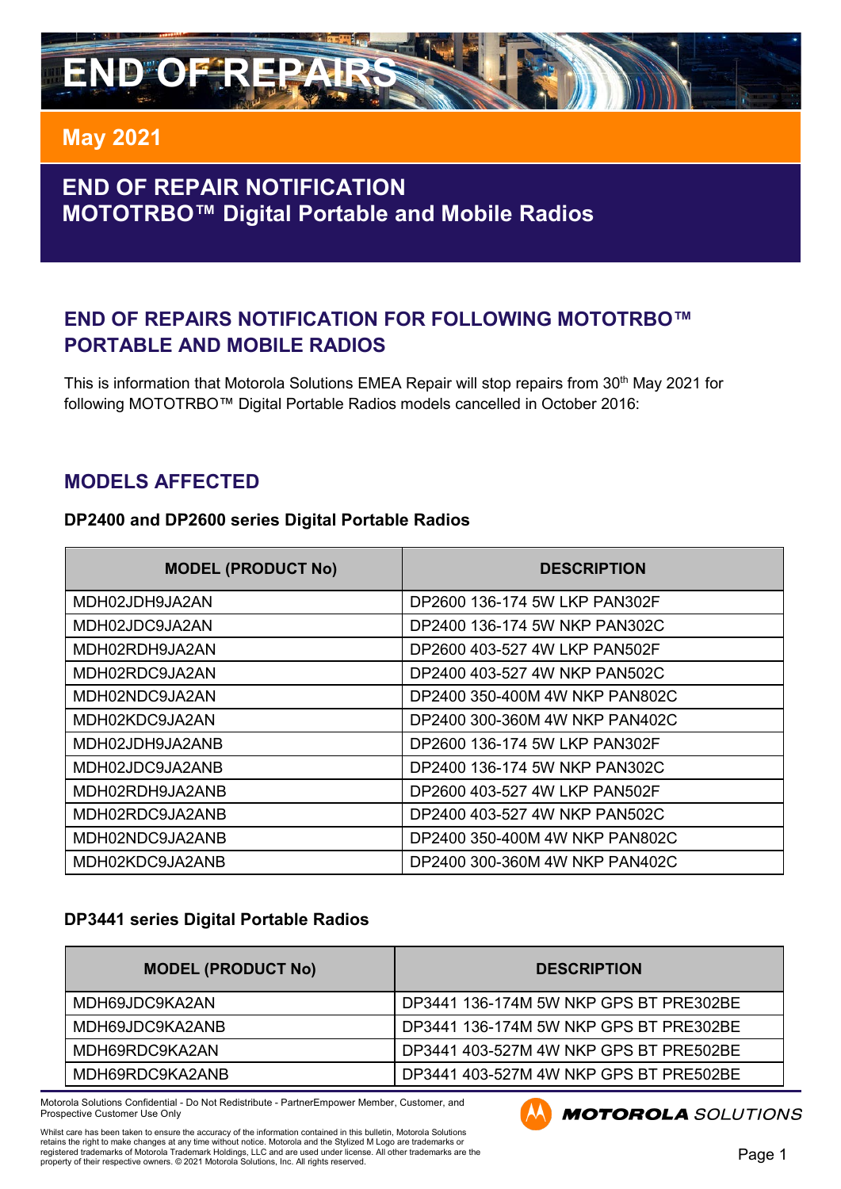# END OF REPAIRS

## May 2021

## END OF REPAIR NOTIFICATION
## MOTOTRBO™ Digital Portable and Mobile Radios

## END OF REPAIRS NOTIFICATION FOR FOLLOWING MOTOTRBO™ PORTABLE AND MOBILE RADIOS

This is information that Motorola Solutions EMEA Repair will stop repairs from 30th May 2021 for following MOTOTRBO™ Digital Portable Radios models cancelled in October 2016:

## MODELS AFFECTED

### DP2400 and DP2600 series Digital Portable Radios

| MODEL (PRODUCT No) | DESCRIPTION |
|---|---|
| MDH02JDH9JA2AN | DP2600 136-174 5W LKP PAN302F |
| MDH02JDC9JA2AN | DP2400 136-174 5W NKP PAN302C |
| MDH02RDH9JA2AN | DP2600 403-527 4W LKP PAN502F |
| MDH02RDC9JA2AN | DP2400 403-527 4W NKP PAN502C |
| MDH02NDC9JA2AN | DP2400 350-400M 4W NKP PAN802C |
| MDH02KDC9JA2AN | DP2400 300-360M 4W NKP PAN402C |
| MDH02JDH9JA2ANB | DP2600 136-174 5W LKP PAN302F |
| MDH02JDC9JA2ANB | DP2400 136-174 5W NKP PAN302C |
| MDH02RDH9JA2ANB | DP2600 403-527 4W LKP PAN502F |
| MDH02RDC9JA2ANB | DP2400 403-527 4W NKP PAN502C |
| MDH02NDC9JA2ANB | DP2400 350-400M 4W NKP PAN802C |
| MDH02KDC9JA2ANB | DP2400 300-360M 4W NKP PAN402C |

### DP3441 series Digital Portable Radios

| MODEL (PRODUCT No) | DESCRIPTION |
|---|---|
| MDH69JDC9KA2AN | DP3441 136-174M 5W NKP GPS BT PRE302BE |
| MDH69JDC9KA2ANB | DP3441 136-174M 5W NKP GPS BT PRE302BE |
| MDH69RDC9KA2AN | DP3441 403-527M 4W NKP GPS BT PRE502BE |
| MDH69RDC9KA2ANB | DP3441 403-527M 4W NKP GPS BT PRE502BE |

Motorola Solutions Confidential - Do Not Redistribute - PartnerEmpower Member, Customer, and Prospective Customer Use Only

Whilst care has been taken to ensure the accuracy of the information contained in this bulletin, Motorola Solutions retains the right to make changes at any time without notice. Motorola and the Stylized M Logo are trademarks or registered trademarks of Motorola Trademark Holdings, LLC and are used under license. All other trademarks are the property of their respective owners. © 2021 Motorola Solutions, Inc. All rights reserved.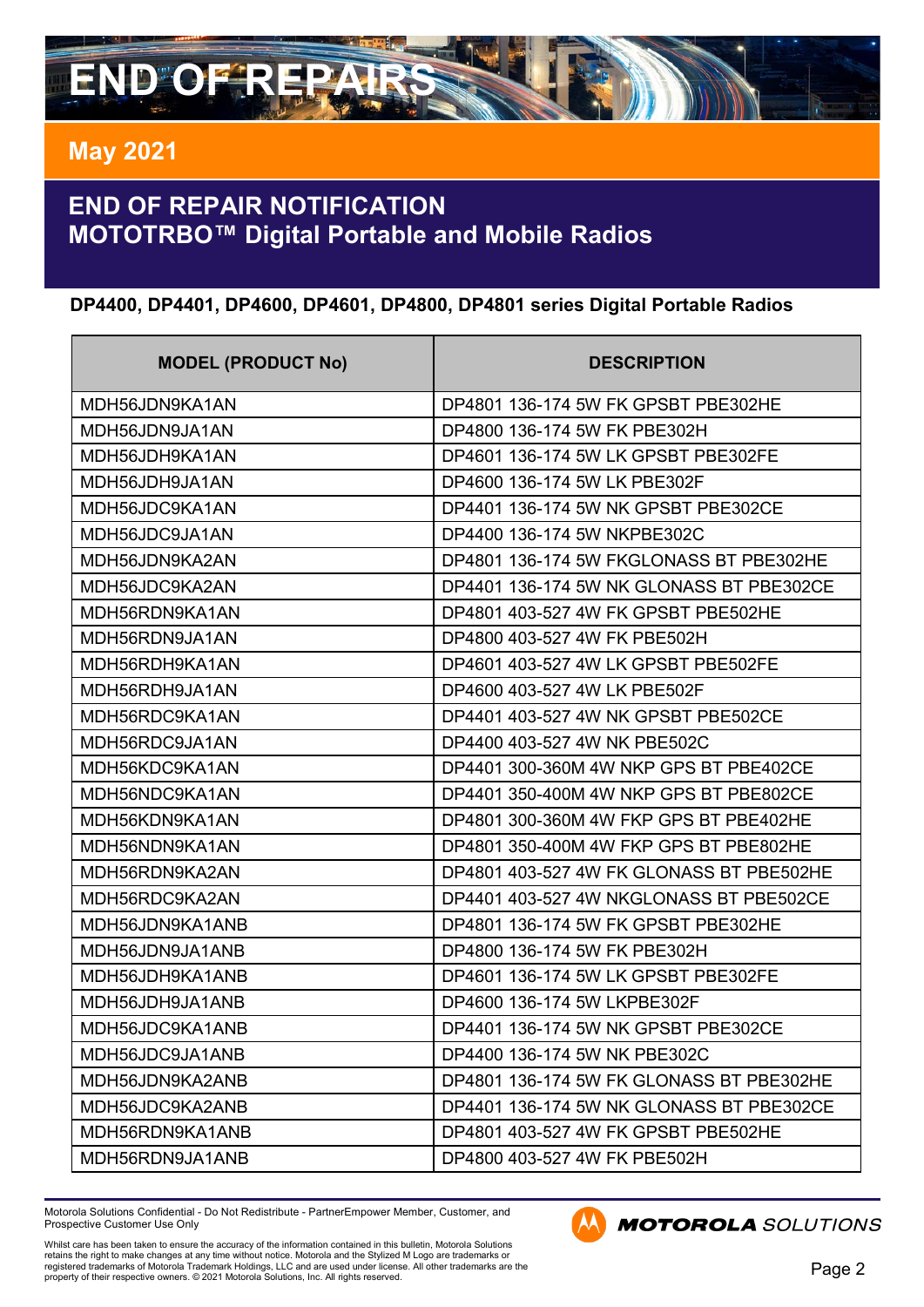# END OF REPAIRS

## May 2021

## END OF REPAIR NOTIFICATION
## MOTOTRBO™ Digital Portable and Mobile Radios

**DP4400, DP4401, DP4600, DP4601, DP4800, DP4801 series Digital Portable Radios**

| MODEL (PRODUCT No) | DESCRIPTION |
|---|---|
| MDH56JDN9KA1AN | DP4801 136-174 5W FK GPSBT PBE302HE |
| MDH56JDN9JA1AN | DP4800 136-174 5W FK PBE302H |
| MDH56JDH9KA1AN | DP4601 136-174 5W LK GPSBT PBE302FE |
| MDH56JDH9JA1AN | DP4600 136-174 5W LK PBE302F |
| MDH56JDC9KA1AN | DP4401 136-174 5W NK GPSBT PBE302CE |
| MDH56JDC9JA1AN | DP4400 136-174 5W NKPBE302C |
| MDH56JDN9KA2AN | DP4801 136-174 5W FKGLONASS BT PBE302HE |
| MDH56JDC9KA2AN | DP4401 136-174 5W NK GLONASS BT PBE302CE |
| MDH56RDN9KA1AN | DP4801 403-527 4W FK GPSBT PBE502HE |
| MDH56RDN9JA1AN | DP4800 403-527 4W FK PBE502H |
| MDH56RDH9KA1AN | DP4601 403-527 4W LK GPSBT PBE502FE |
| MDH56RDH9JA1AN | DP4600 403-527 4W LK PBE502F |
| MDH56RDC9KA1AN | DP4401 403-527 4W NK GPSBT PBE502CE |
| MDH56RDC9JA1AN | DP4400 403-527 4W NK PBE502C |
| MDH56KDC9KA1AN | DP4401 300-360M 4W NKP GPS BT PBE402CE |
| MDH56NDC9KA1AN | DP4401 350-400M 4W NKP GPS BT PBE802CE |
| MDH56KDN9KA1AN | DP4801 300-360M 4W FKP GPS BT PBE402HE |
| MDH56NDN9KA1AN | DP4801 350-400M 4W FKP GPS BT PBE802HE |
| MDH56RDN9KA2AN | DP4801 403-527 4W FK GLONASS BT PBE502HE |
| MDH56RDC9KA2AN | DP4401 403-527 4W NKGLONASS BT PBE502CE |
| MDH56JDN9KA1ANB | DP4801 136-174 5W FK GPSBT PBE302HE |
| MDH56JDN9JA1ANB | DP4800 136-174 5W FK PBE302H |
| MDH56JDH9KA1ANB | DP4601 136-174 5W LK GPSBT PBE302FE |
| MDH56JDH9JA1ANB | DP4600 136-174 5W LKPBE302F |
| MDH56JDC9KA1ANB | DP4401 136-174 5W NK GPSBT PBE302CE |
| MDH56JDC9JA1ANB | DP4400 136-174 5W NK PBE302C |
| MDH56JDN9KA2ANB | DP4801 136-174 5W FK GLONASS BT PBE302HE |
| MDH56JDC9KA2ANB | DP4401 136-174 5W NK GLONASS BT PBE302CE |
| MDH56RDN9KA1ANB | DP4801 403-527 4W FK GPSBT PBE502HE |
| MDH56RDN9JA1ANB | DP4800 403-527 4W FK PBE502H |

Motorola Solutions Confidential - Do Not Redistribute - PartnerEmpower Member, Customer, and Prospective Customer Use Only

Whilst care has been taken to ensure the accuracy of the information contained in this bulletin, Motorola Solutions retains the right to make changes at any time without notice. Motorola and the Stylized M Logo are trademarks or registered trademarks of Motorola Trademark Holdings, LLC and are used under license. All other trademarks are the property of their respective owners. © 2021 Motorola Solutions, Inc. All rights reserved.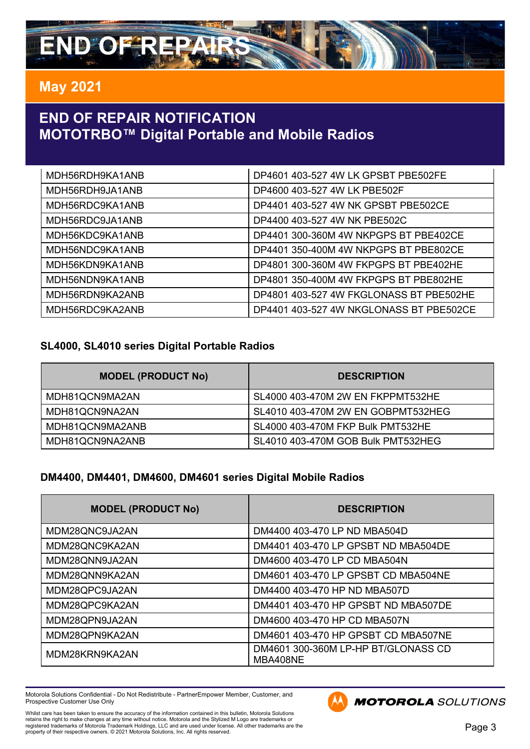# END OF REPAIRS

## May 2021

## END OF REPAIR NOTIFICATION
## MOTOTRBO™ Digital Portable and Mobile Radios

| | |
|---|---|
| MDH56RDH9KA1ANB | DP4601 403-527 4W LK GPSBT PBE502FE |
| MDH56RDH9JA1ANB | DP4600 403-527 4W LK PBE502F |
| MDH56RDC9KA1ANB | DP4401 403-527 4W NK GPSBT PBE502CE |
| MDH56RDC9JA1ANB | DP4400 403-527 4W NK PBE502C |
| MDH56KDC9KA1ANB | DP4401 300-360M 4W NKPGPS BT PBE402CE |
| MDH56NDC9KA1ANB | DP4401 350-400M 4W NKPGPS BT PBE802CE |
| MDH56KDN9KA1ANB | DP4801 300-360M 4W FKPGPS BT PBE402HE |
| MDH56NDN9KA1ANB | DP4801 350-400M 4W FKPGPS BT PBE802HE |
| MDH56RDN9KA2ANB | DP4801 403-527 4W FKGLONASS BT PBE502HE |
| MDH56RDC9KA2ANB | DP4401 403-527 4W NKGLONASS BT PBE502CE |

### SL4000, SL4010 series Digital Portable Radios

| MODEL (PRODUCT No) | DESCRIPTION |
|---|---|
| MDH81QCN9MA2AN | SL4000 403-470M 2W EN FKPPMT532HE |
| MDH81QCN9NA2AN | SL4010 403-470M 2W EN GOBPMT532HEG |
| MDH81QCN9MA2ANB | SL4000 403-470M FKP Bulk PMT532HE |
| MDH81QCN9NA2ANB | SL4010 403-470M GOB Bulk PMT532HEG |

### DM4400, DM4401, DM4600, DM4601 series Digital Mobile Radios

| MODEL (PRODUCT No) | DESCRIPTION |
|---|---|
| MDM28QNC9JA2AN | DM4400 403-470 LP ND MBA504D |
| MDM28QNC9KA2AN | DM4401 403-470 LP GPSBT ND MBA504DE |
| MDM28QNN9JA2AN | DM4600 403-470 LP CD MBA504N |
| MDM28QNN9KA2AN | DM4601 403-470 LP GPSBT CD MBA504NE |
| MDM28QPC9JA2AN | DM4400 403-470 HP ND MBA507D |
| MDM28QPC9KA2AN | DM4401 403-470 HP GPSBT ND MBA507DE |
| MDM28QPN9JA2AN | DM4600 403-470 HP CD MBA507N |
| MDM28QPN9KA2AN | DM4601 403-470 HP GPSBT CD MBA507NE |
| MDM28KRN9KA2AN | DM4601 300-360M LP-HP BT/GLONASS CD MBA408NE |

Motorola Solutions Confidential - Do Not Redistribute - PartnerEmpower Member, Customer, and Prospective Customer Use Only

Whilst care has been taken to ensure the accuracy of the information contained in this bulletin, Motorola Solutions retains the right to make changes at any time without notice. Motorola and the Stylized M Logo are trademarks or registered trademarks of Motorola Trademark Holdings, LLC and are used under license. All other trademarks are the property of their respective owners. © 2021 Motorola Solutions, Inc. All rights reserved.

MOTOROLA SOLUTIONS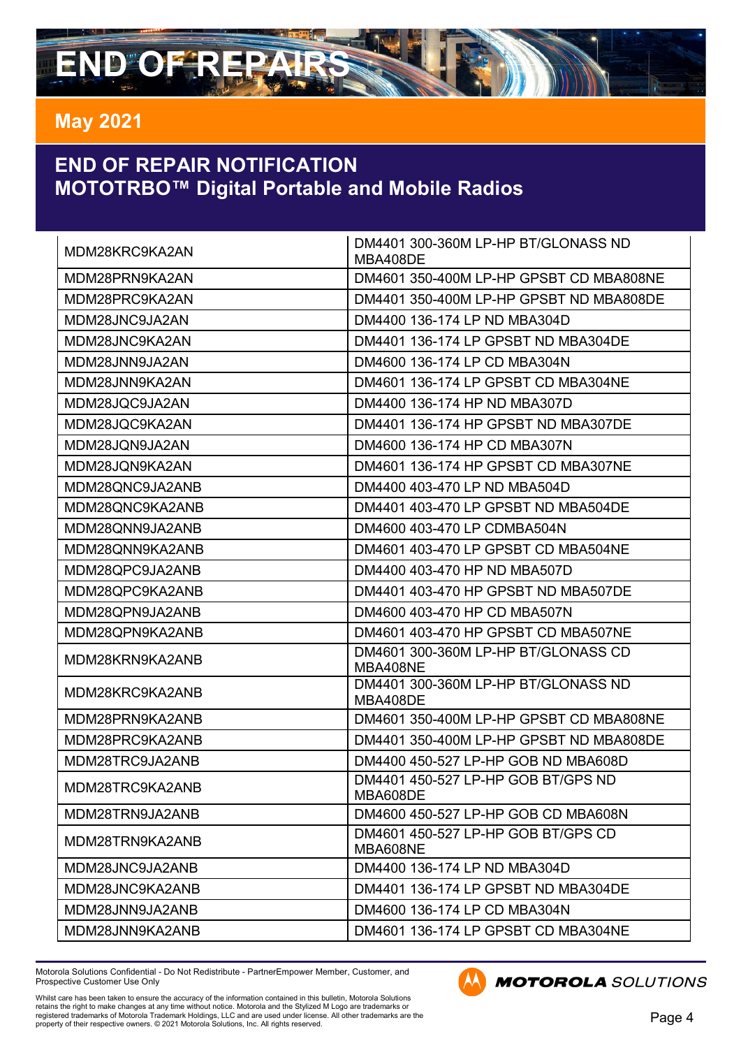# END OF REPAIRS

## May 2021

## END OF REPAIR NOTIFICATION
## MOTOTRBO™ Digital Portable and Mobile Radios

| | |
|---|---|
| MDM28KRC9KA2AN | DM4401 300-360M LP-HP BT/GLONASS ND MBA408DE |
| MDM28PRN9KA2AN | DM4601 350-400M LP-HP GPSBT CD MBA808NE |
| MDM28PRC9KA2AN | DM4401 350-400M LP-HP GPSBT ND MBA808DE |
| MDM28JNC9JA2AN | DM4400 136-174 LP ND MBA304D |
| MDM28JNC9KA2AN | DM4401 136-174 LP GPSBT ND MBA304DE |
| MDM28JNN9JA2AN | DM4600 136-174 LP CD MBA304N |
| MDM28JNN9KA2AN | DM4601 136-174 LP GPSBT CD MBA304NE |
| MDM28JQC9JA2AN | DM4400 136-174 HP ND MBA307D |
| MDM28JQC9KA2AN | DM4401 136-174 HP GPSBT ND MBA307DE |
| MDM28JQN9JA2AN | DM4600 136-174 HP CD MBA307N |
| MDM28JQN9KA2AN | DM4601 136-174 HP GPSBT CD MBA307NE |
| MDM28QNC9JA2ANB | DM4400 403-470 LP ND MBA504D |
| MDM28QNC9KA2ANB | DM4401 403-470 LP GPSBT ND MBA504DE |
| MDM28QNN9JA2ANB | DM4600 403-470 LP CDMBA504N |
| MDM28QNN9KA2ANB | DM4601 403-470 LP GPSBT CD MBA504NE |
| MDM28QPC9JA2ANB | DM4400 403-470 HP ND MBA507D |
| MDM28QPC9KA2ANB | DM4401 403-470 HP GPSBT ND MBA507DE |
| MDM28QPN9JA2ANB | DM4600 403-470 HP CD MBA507N |
| MDM28QPN9KA2ANB | DM4601 403-470 HP GPSBT CD MBA507NE |
| MDM28KRN9KA2ANB | DM4601 300-360M LP-HP BT/GLONASS CD MBA408NE |
| MDM28KRC9KA2ANB | DM4401 300-360M LP-HP BT/GLONASS ND MBA408DE |
| MDM28PRN9KA2ANB | DM4601 350-400M LP-HP GPSBT CD MBA808NE |
| MDM28PRC9KA2ANB | DM4401 350-400M LP-HP GPSBT ND MBA808DE |
| MDM28TRC9JA2ANB | DM4400 450-527 LP-HP GOB ND MBA608D |
| MDM28TRC9KA2ANB | DM4401 450-527 LP-HP GOB BT/GPS ND MBA608DE |
| MDM28TRN9JA2ANB | DM4600 450-527 LP-HP GOB CD MBA608N |
| MDM28TRN9KA2ANB | DM4601 450-527 LP-HP GOB BT/GPS CD MBA608NE |
| MDM28JNC9JA2ANB | DM4400 136-174 LP ND MBA304D |
| MDM28JNC9KA2ANB | DM4401 136-174 LP GPSBT ND MBA304DE |
| MDM28JNN9JA2ANB | DM4600 136-174 LP CD MBA304N |
| MDM28JNN9KA2ANB | DM4601 136-174 LP GPSBT CD MBA304NE |

Motorola Solutions Confidential - Do Not Redistribute - PartnerEmpower Member, Customer, and Prospective Customer Use Only

Whilst care has been taken to ensure the accuracy of the information contained in this bulletin, Motorola Solutions retains the right to make changes at any time without notice. Motorola and the Stylized M Logo are trademarks or registered trademarks of Motorola Trademark Holdings, LLC and are used under license. All other trademarks are the property of their respective owners. © 2021 Motorola Solutions, Inc. All rights reserved.

MOTOROLA SOLUTIONS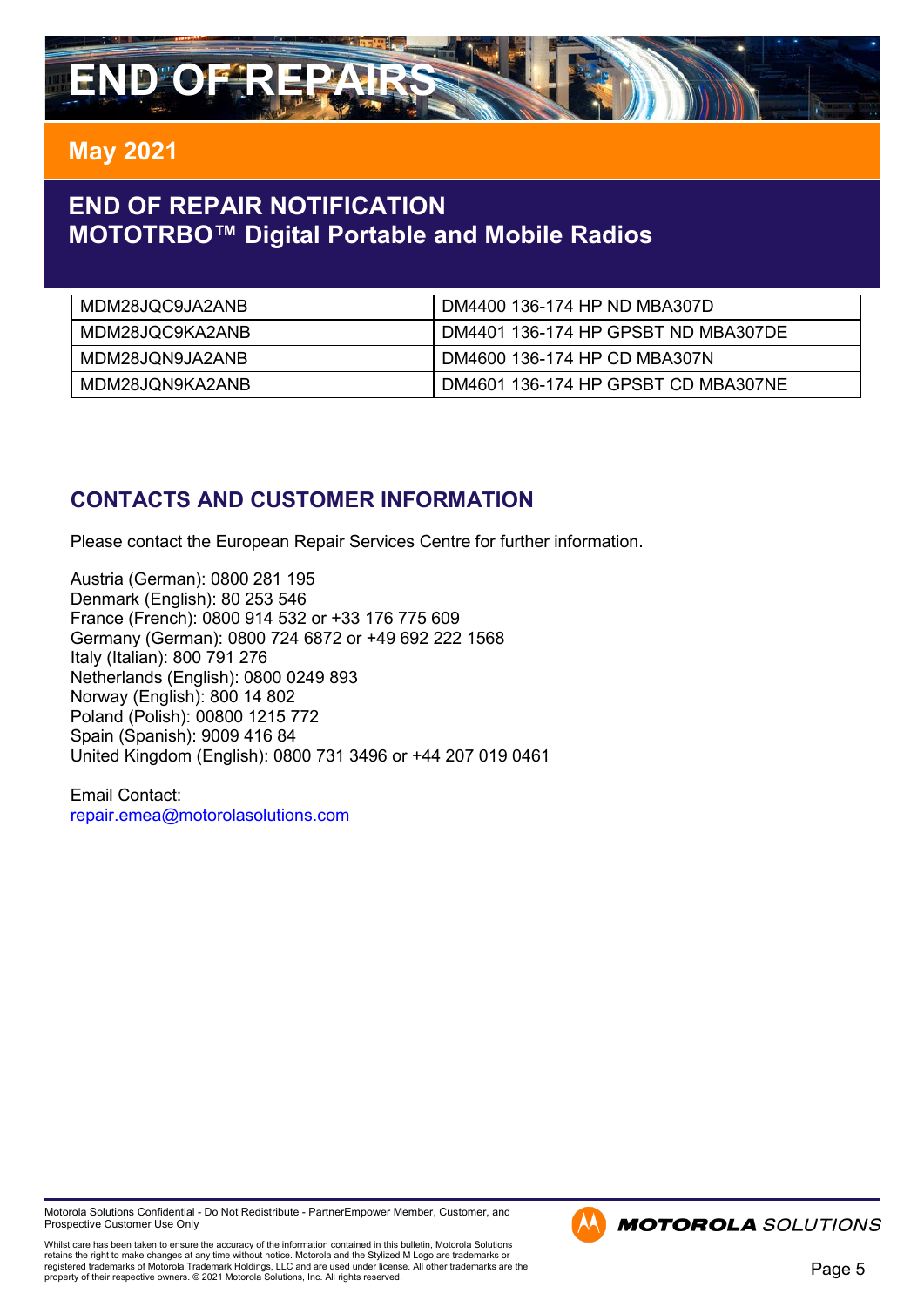# END OF REPAIRS

## May 2021

## END OF REPAIR NOTIFICATION
## MOTOTRBO™ Digital Portable and Mobile Radios

| | |
|---|---|
| MDM28JQC9JA2ANB | DM4400 136-174 HP ND MBA307D |
| MDM28JQC9KA2ANB | DM4401 136-174 HP GPSBT ND MBA307DE |
| MDM28JQN9JA2ANB | DM4600 136-174 HP CD MBA307N |
| MDM28JQN9KA2ANB | DM4601 136-174 HP GPSBT CD MBA307NE |

## CONTACTS AND CUSTOMER INFORMATION

Please contact the European Repair Services Centre for further information.

Austria (German): 0800 281 195
Denmark (English): 80 253 546
France (French): 0800 914 532 or +33 176 775 609
Germany (German): 0800 724 6872 or +49 692 222 1568
Italy (Italian): 800 791 276
Netherlands (English): 0800 0249 893
Norway (English): 800 14 802
Poland (Polish): 00800 1215 772
Spain (Spanish): 9009 416 84
United Kingdom (English): 0800 731 3496 or +44 207 019 0461

Email Contact:
repair.emea@motorolasolutions.com

Motorola Solutions Confidential - Do Not Redistribute - PartnerEmpower Member, Customer, and Prospective Customer Use Only

Whilst care has been taken to ensure the accuracy of the information contained in this bulletin, Motorola Solutions retains the right to make changes at any time without notice. Motorola and the Stylized M Logo are trademarks or registered trademarks of Motorola Trademark Holdings, LLC and are used under license. All other trademarks are the property of their respective owners. © 2021 Motorola Solutions, Inc. All rights reserved.

MOTOROLA SOLUTIONS